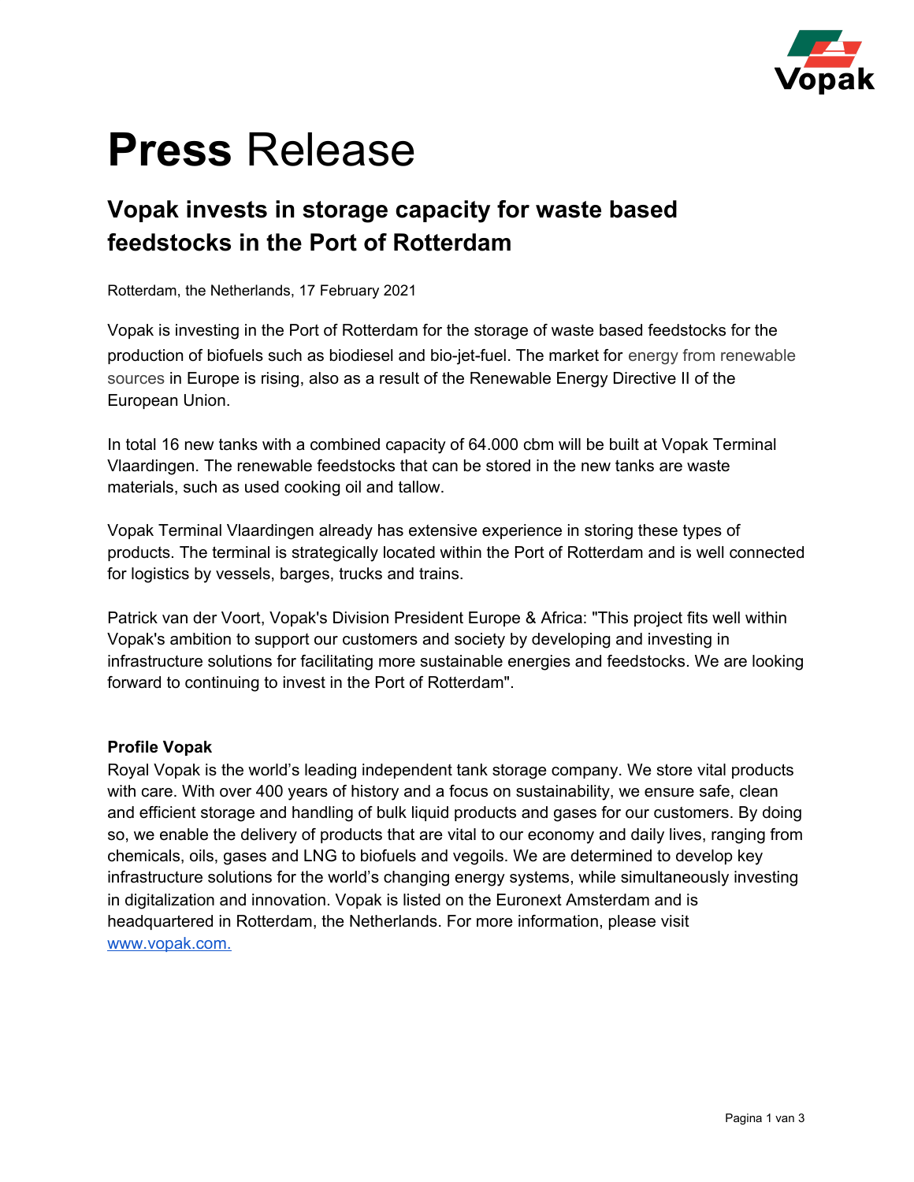# **Press** Release

## Vopak invests in storage capacity for waste based feedstocks in the Port of Rotterdam

Rotterdam, the Netherlands, 17 February 2021

Vopak is investing in the Port of Rotterdam for the storage of waste based feedstocks for the production of biofuels such as biodiesel and bio-jet-fuel. The market for energy from renewable sources in Europe is rising, also as a result of the Renewable Energy Directive II of the European Union.

In total 16 new tanks with a combined capacity of 64.000 cbm will be built at Vopak Terminal Vlaardingen. The renewable feedstocks that can be stored in the new tanks are waste materials, such as used cooking oil and tallow.

Vopak Terminal Vlaardingen already has extensive experience in storing these types of products. The terminal is strategically located within the Port of Rotterdam and is well connected for logistics by vessels, barges, trucks and trains.

Patrick van der Voort, Vopak's Division President Europe & Africa: "This project fits well within Vopak's ambition to support our customers and society by developing and investing in infrastructure solutions for facilitating more sustainable energies and feedstocks. We are looking forward to continuing to invest in the Port of Rotterdam".

**Profile Vopak**

Royal Vopak is the world's leading independent tank storage company. We store vital products with care. With over 400 years of history and a focus on sustainability, we ensure safe, clean and efficient storage and handling of bulk liquid products and gases for our customers. By doing so, we enable the delivery of products that are vital to our economy and daily lives, ranging from chemicals, oils, gases and LNG to biofuels and vegoils. We are determined to develop key infrastructure solutions for the world's changing energy systems, while simultaneously investing in digitalization and innovation. Vopak is listed on the Euronext Amsterdam and is headquartered in Rotterdam, the Netherlands. For more information, please visit www.vopak.com.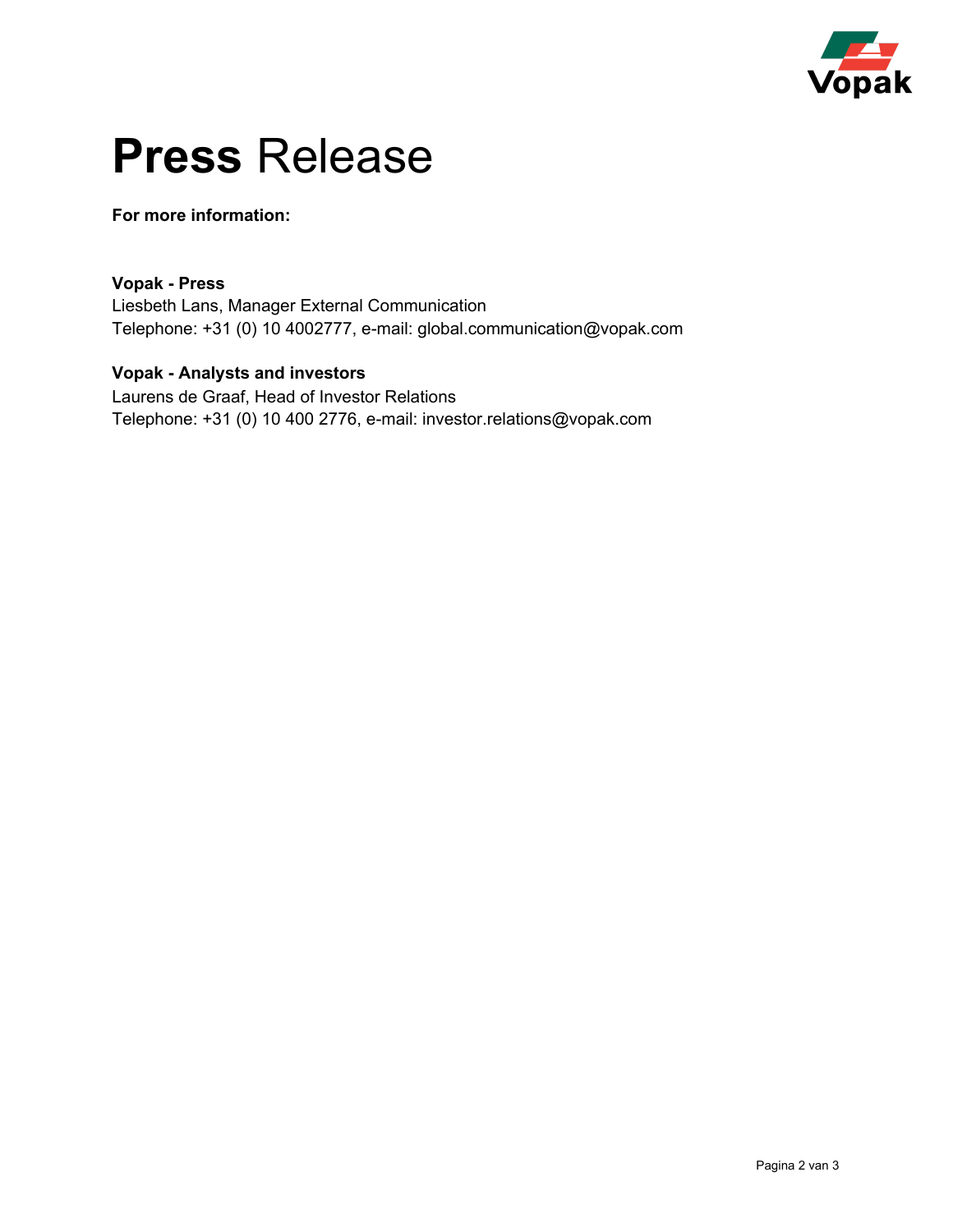# **Press** Release

**For more information:**

**Vopak - Press**
Liesbeth Lans, Manager External Communication
Telephone: +31 (0) 10 4002777, e-mail: global.communication@vopak.com

**Vopak - Analysts and investors**
Laurens de Graaf, Head of Investor Relations
Telephone: +31 (0) 10 400 2776, e-mail: investor.relations@vopak.com